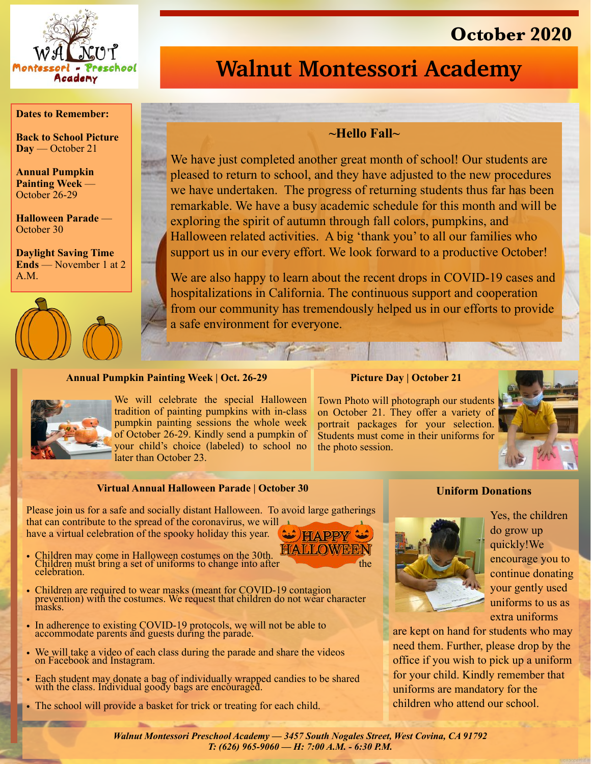October 2020

# Walnut Montessori Academy

**Dates to Remember:**

**Back to School Picture Day** — October 21

**Annual Pumpkin Painting Week** — October 26-29

**Halloween Parade** — October 30

**Daylight Saving Time Ends** — November 1 at 2 A.M.

## ~Hello Fall~

We have just completed another great month of school! Our students are pleased to return to school, and they have adjusted to the new procedures we have undertaken. The progress of returning students thus far has been remarkable. We have a busy academic schedule for this month and will be exploring the spirit of autumn through fall colors, pumpkins, and Halloween related activities. A big 'thank you' to all our families who support us in our every effort. We look forward to a productive October!

We are also happy to learn about the recent drops in COVID-19 cases and hospitalizations in California. The continuous support and cooperation from our community has tremendously helped us in our efforts to provide a safe environment for everyone.

### Annual Pumpkin Painting Week | Oct. 26-29

We will celebrate the special Halloween tradition of painting pumpkins with in-class pumpkin painting sessions the whole week of October 26-29. Kindly send a pumpkin of your child's choice (labeled) to school no later than October 23.

### Picture Day | October 21

Town Photo will photograph our students on October 21. They offer a variety of portrait packages for your selection. Students must come in their uniforms for the photo session.

### Virtual Annual Halloween Parade | October 30

Please join us for a safe and socially distant Halloween. To avoid large gatherings that can contribute to the spread of the coronavirus, we will have a virtual celebration of the spooky holiday this year.

HAPPY HALLOWEEN

- Children may come in Halloween costumes on the 30th. Children must bring a set of uniforms to change into after the celebration.
- Children are required to wear masks (meant for COVID-19 contagion prevention) with the costumes. We request that children do not wear character masks.
- In adherence to existing COVID-19 protocols, we will not be able to accommodate parents and guests during the parade.
- We will take a video of each class during the parade and share the videos on Facebook and Instagram.
- Each student may donate a bag of individually wrapped candies to be shared with the class. Individual goody bags are encouraged.
- The school will provide a basket for trick or treating for each child.

### Uniform Donations

Yes, the children do grow up quickly!We encourage you to continue donating your gently used uniforms to us as extra uniforms are kept on hand for students who may need them. Further, please drop by the office if you wish to pick up a uniform for your child. Kindly remember that uniforms are mandatory for the children who attend our school.

*Walnut Montessori Preschool Academy — 3457 South Nogales Street, West Covina, CA 91792*
*T: (626) 965-9060 — H: 7:00 A.M. - 6:30 P.M.*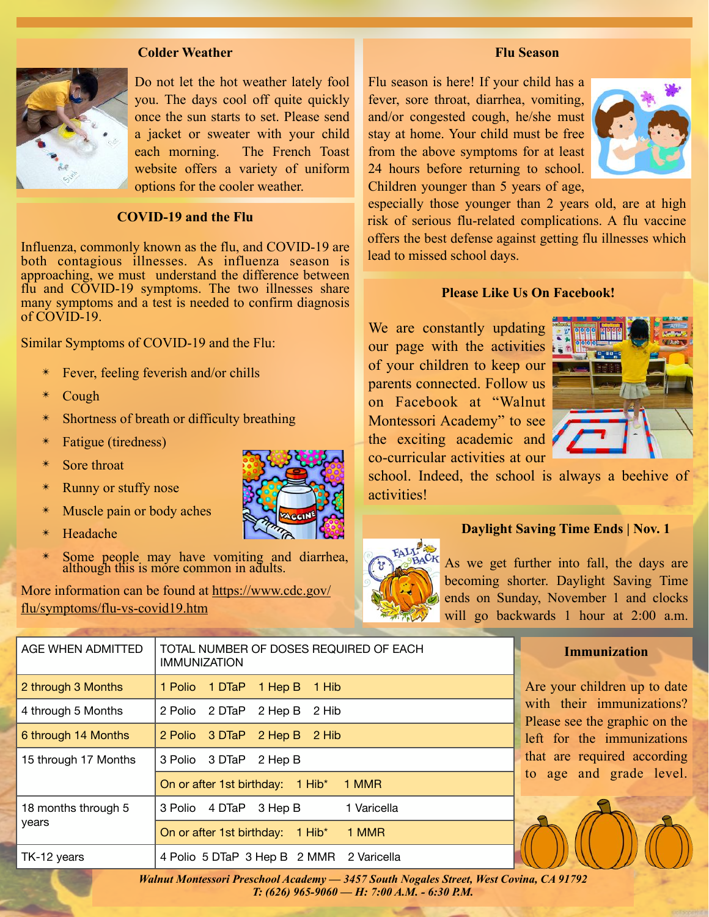## Colder Weather

Do not let the hot weather lately fool you. The days cool off quite quickly once the sun starts to set. Please send a jacket or sweater with your child each morning. The French Toast website offers a variety of uniform options for the cooler weather.

## COVID-19 and the Flu

Influenza, commonly known as the flu, and COVID-19 are both contagious illnesses. As influenza season is approaching, we must understand the difference between flu and COVID-19 symptoms. The two illnesses share many symptoms and a test is needed to confirm diagnosis of COVID-19.

Similar Symptoms of COVID-19 and the Flu:

- Fever, feeling feverish and/or chills
- Cough
- Shortness of breath or difficulty breathing
- Fatigue (tiredness)
- Sore throat
- Runny or stuffy nose
- Muscle pain or body aches
- Headache
- Some people may have vomiting and diarrhea, although this is more common in adults.

More information can be found at https://www.cdc.gov/flu/symptoms/flu-vs-covid19.htm

## Flu Season

Flu season is here! If your child has a fever, sore throat, diarrhea, vomiting, and/or congested cough, he/she must stay at home. Your child must be free from the above symptoms for at least 24 hours before returning to school. Children younger than 5 years of age, especially those younger than 2 years old, are at high risk of serious flu-related complications. A flu vaccine offers the best defense against getting flu illnesses which lead to missed school days.

## Please Like Us On Facebook!

We are constantly updating our page with the activities of your children to keep our parents connected. Follow us on Facebook at "Walnut Montessori Academy" to see the exciting academic and co-curricular activities at our school. Indeed, the school is always a beehive of activities!

## Daylight Saving Time Ends | Nov. 1

As we get further into fall, the days are becoming shorter. Daylight Saving Time ends on Sunday, November 1 and clocks will go backwards 1 hour at 2:00 a.m.

| AGE WHEN ADMITTED | TOTAL NUMBER OF DOSES REQUIRED OF EACH IMMUNIZATION |
|---|---|
| 2 through 3 Months | 1 Polio 1 DTaP 1 Hep B 1 Hib |
| 4 through 5 Months | 2 Polio 2 DTaP 2 Hep B 2 Hib |
| 6 through 14 Months | 2 Polio 3 DTaP 2 Hep B 2 Hib |
| 15 through 17 Months | 3 Polio 3 DTaP 2 Hep B |
| | On or after 1st birthday: 1 Hib* 1 MMR |
| 18 months through 5 years | 3 Polio 4 DTaP 3 Hep B 1 Varicella |
| | On or after 1st birthday: 1 Hib* 1 MMR |
| TK-12 years | 4 Polio 5 DTaP 3 Hep B 2 MMR 2 Varicella |

## Immunization

Are your children up to date with their immunizations? Please see the graphic on the left for the immunizations that are required according to age and grade level.

*Walnut Montessori Preschool Academy — 3457 South Nogales Street, West Covina, CA 91792*
*T: (626) 965-9060 — H: 7:00 A.M. - 6:30 P.M.*